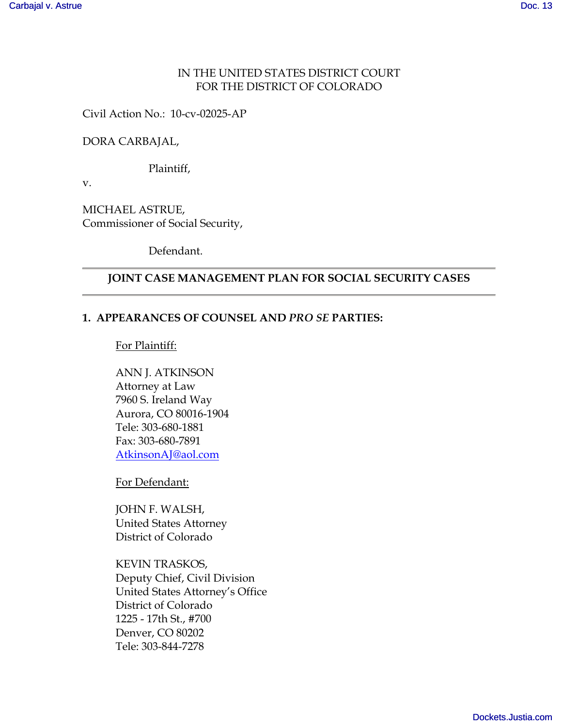IN THE UNITED STATES DISTRICT COURT
FOR THE DISTRICT OF COLORADO

Civil Action No.: 10-cv-02025-AP

DORA CARBAJAL,

Plaintiff,

v.

MICHAEL ASTRUE,
Commissioner of Social Security,

Defendant.

---

## JOINT CASE MANAGEMENT PLAN FOR SOCIAL SECURITY CASES

---

### 1. APPEARANCES OF COUNSEL AND *PRO SE* PARTIES:

For Plaintiff:

ANN J. ATKINSON
Attorney at Law
7960 S. Ireland Way
Aurora, CO 80016-1904
Tele: 303-680-1881
Fax: 303-680-7891
AtkinsonAJ@aol.com

For Defendant:

JOHN F. WALSH,
United States Attorney
District of Colorado

KEVIN TRASKOS,
Deputy Chief, Civil Division
United States Attorney's Office
District of Colorado
1225 - 17th St., #700
Denver, CO 80202
Tele: 303-844-7278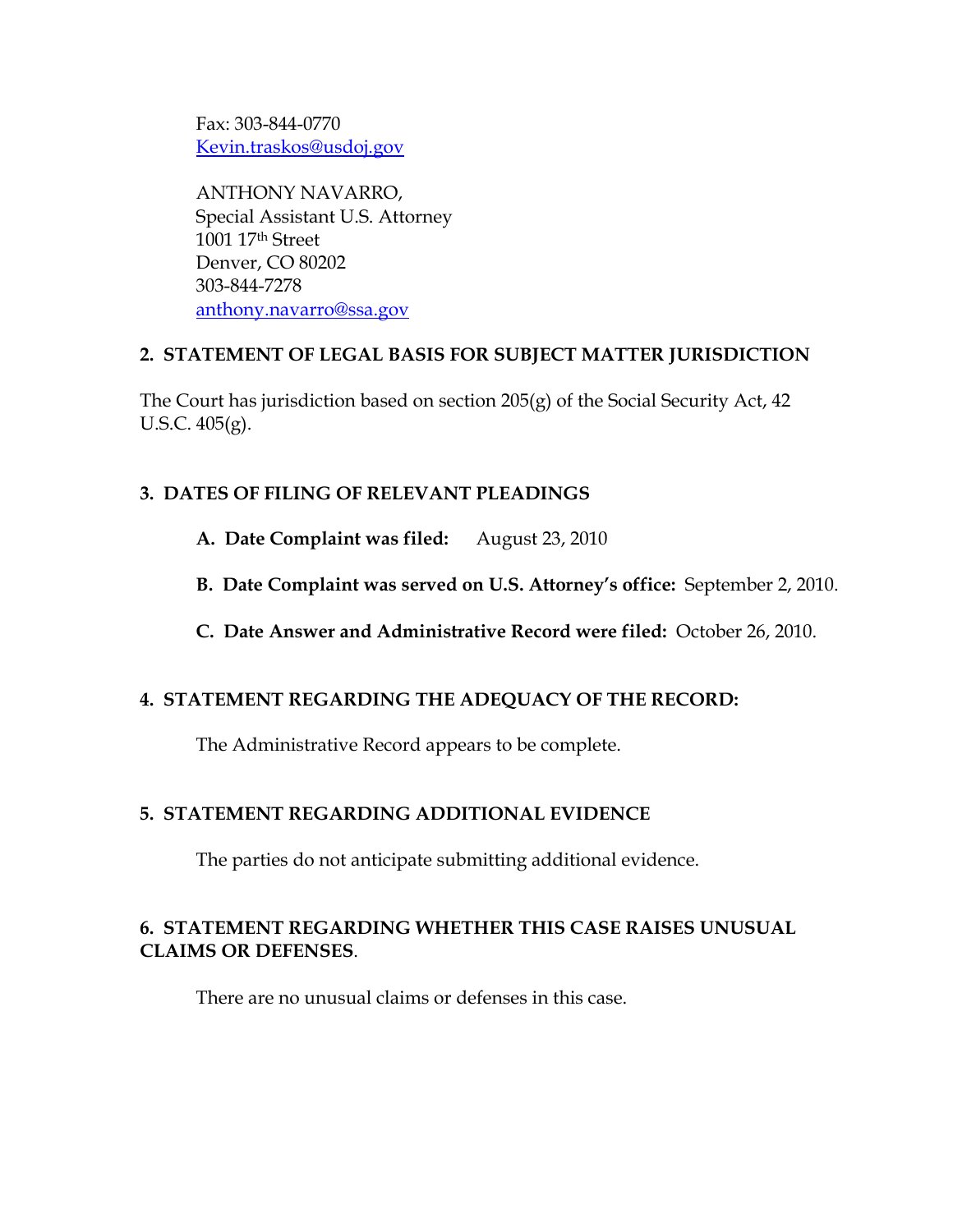Fax: 303-844-0770
Kevin.traskos@usdoj.gov

ANTHONY NAVARRO,
Special Assistant U.S. Attorney
1001 17th Street
Denver, CO 80202
303-844-7278
anthony.navarro@ssa.gov

## 2. STATEMENT OF LEGAL BASIS FOR SUBJECT MATTER JURISDICTION

The Court has jurisdiction based on section 205(g) of the Social Security Act, 42 U.S.C. 405(g).

## 3. DATES OF FILING OF RELEVANT PLEADINGS

**A. Date Complaint was filed:** August 23, 2010

**B. Date Complaint was served on U.S. Attorney's office:** September 2, 2010.

**C. Date Answer and Administrative Record were filed:** October 26, 2010.

## 4. STATEMENT REGARDING THE ADEQUACY OF THE RECORD:

The Administrative Record appears to be complete.

## 5. STATEMENT REGARDING ADDITIONAL EVIDENCE

The parties do not anticipate submitting additional evidence.

## 6. STATEMENT REGARDING WHETHER THIS CASE RAISES UNUSUAL CLAIMS OR DEFENSES.

There are no unusual claims or defenses in this case.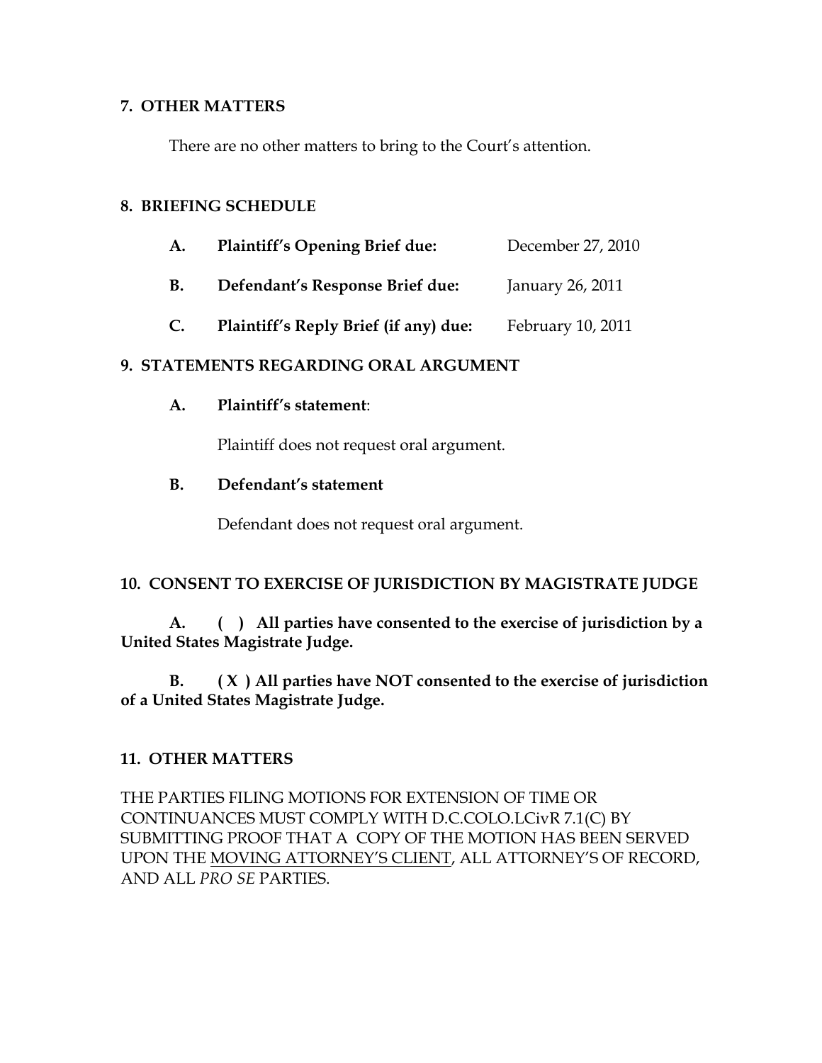**7. OTHER MATTERS**

There are no other matters to bring to the Court's attention.

**8. BRIEFING SCHEDULE**

**A. Plaintiff's Opening Brief due:** December 27, 2010

**B. Defendant's Response Brief due:** January 26, 2011

**C. Plaintiff's Reply Brief (if any) due:** February 10, 2011

**9. STATEMENTS REGARDING ORAL ARGUMENT**

**A. Plaintiff's statement**:

Plaintiff does not request oral argument.

**B. Defendant's statement**

Defendant does not request oral argument.

**10. CONSENT TO EXERCISE OF JURISDICTION BY MAGISTRATE JUDGE**

**A. ( ) All parties have consented to the exercise of jurisdiction by a United States Magistrate Judge.**

**B. ( X ) All parties have NOT consented to the exercise of jurisdiction of a United States Magistrate Judge.**

**11. OTHER MATTERS**

THE PARTIES FILING MOTIONS FOR EXTENSION OF TIME OR CONTINUANCES MUST COMPLY WITH D.C.COLO.LCivR 7.1(C) BY SUBMITTING PROOF THAT A COPY OF THE MOTION HAS BEEN SERVED UPON THE MOVING ATTORNEY'S CLIENT, ALL ATTORNEY'S OF RECORD, AND ALL *PRO SE* PARTIES.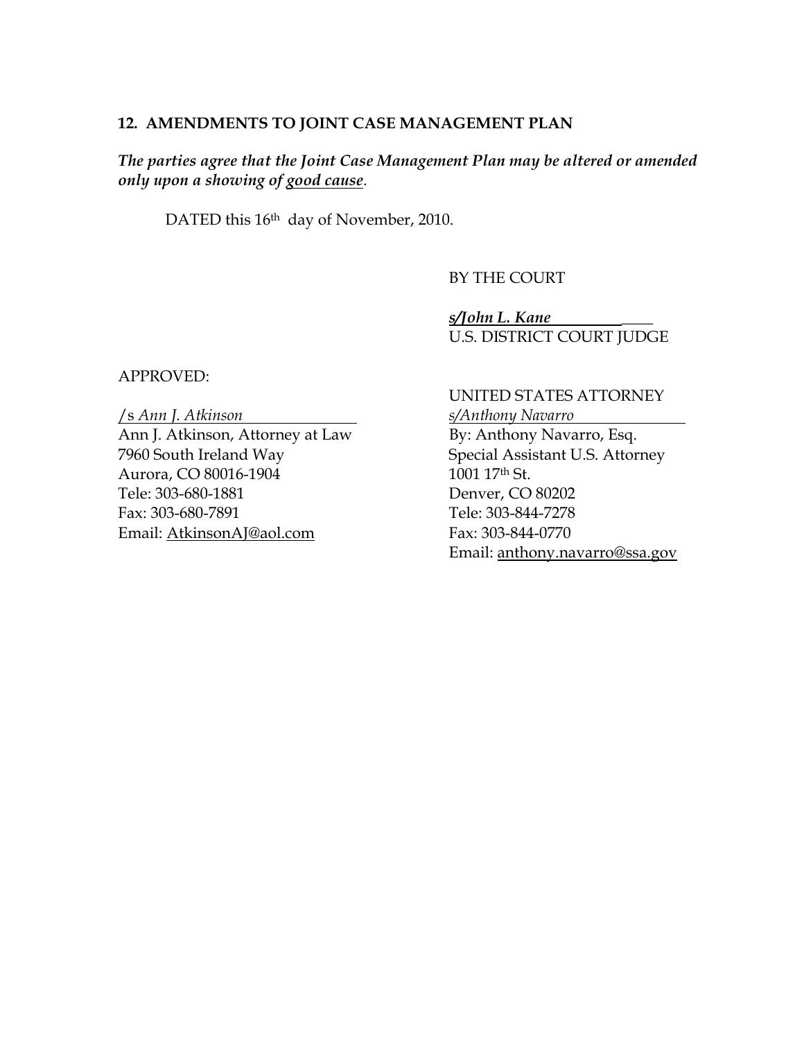## 12. AMENDMENTS TO JOINT CASE MANAGEMENT PLAN

***The parties agree that the Joint Case Management Plan may be altered or amended only upon a showing of good cause*.**

DATED this 16th day of November, 2010.

BY THE COURT

***s/John L. Kane***
U.S. DISTRICT COURT JUDGE

APPROVED:

/s *Ann J. Atkinson*
Ann J. Atkinson, Attorney at Law
7960 South Ireland Way
Aurora, CO 80016-1904
Tele: 303-680-1881
Fax: 303-680-7891
Email: AtkinsonAJ@aol.com

UNITED STATES ATTORNEY
*s/Anthony Navarro*
By: Anthony Navarro, Esq.
Special Assistant U.S. Attorney
1001 17th St.
Denver, CO 80202
Tele: 303-844-7278
Fax: 303-844-0770
Email: anthony.navarro@ssa.gov